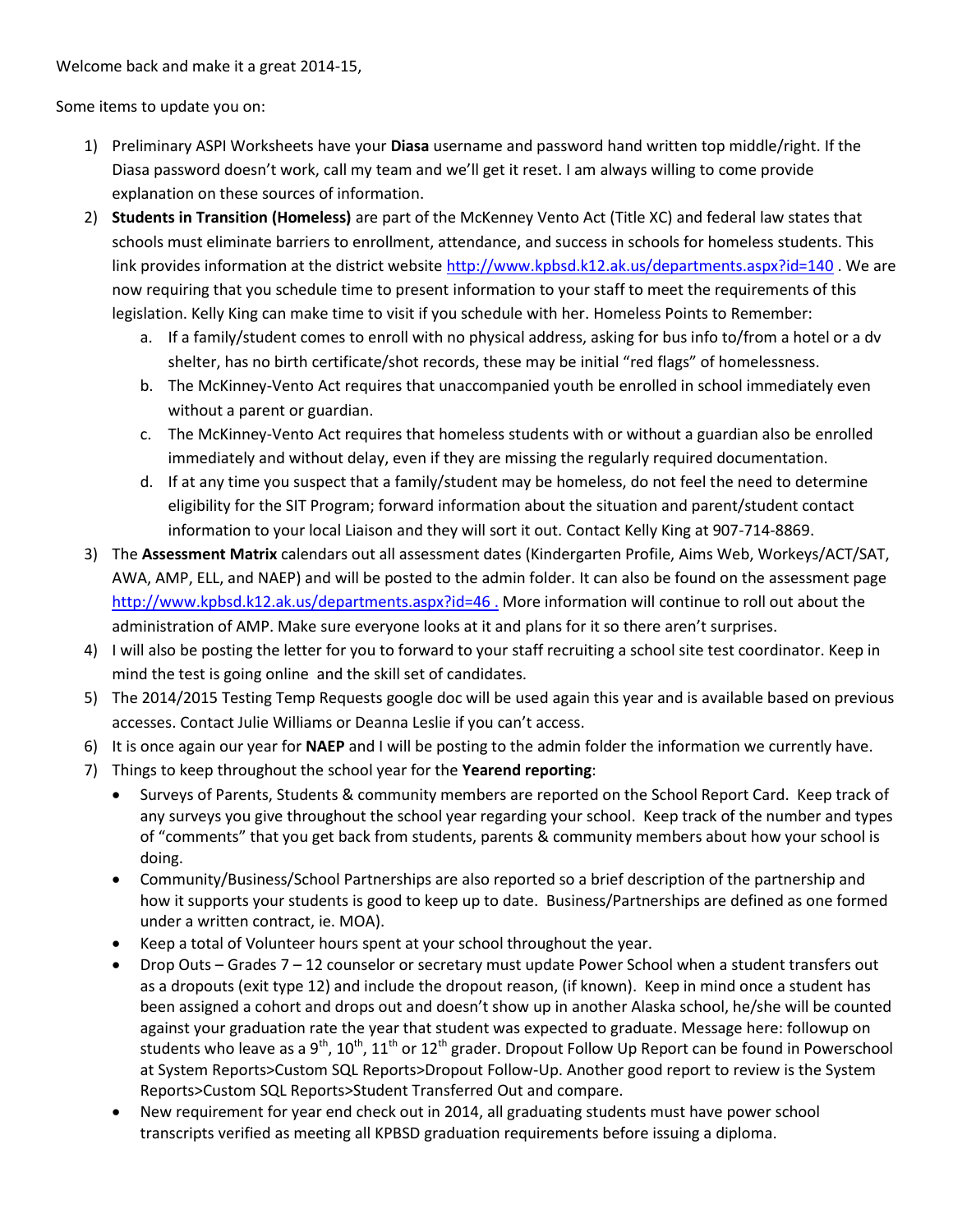Welcome back and make it a great 2014-15,

Some items to update you on:

1) Preliminary ASPI Worksheets have your **Diasa** username and password hand written top middle/right. If the Diasa password doesn't work, call my team and we'll get it reset. I am always willing to come provide explanation on these sources of information.
2) **Students in Transition (Homeless)** are part of the McKenney Vento Act (Title XC) and federal law states that schools must eliminate barriers to enrollment, attendance, and success in schools for homeless students. This link provides information at the district website http://www.kpbsd.k12.ak.us/departments.aspx?id=140 . We are now requiring that you schedule time to present information to your staff to meet the requirements of this legislation. Kelly King can make time to visit if you schedule with her. Homeless Points to Remember:
   a. If a family/student comes to enroll with no physical address, asking for bus info to/from a hotel or a dv shelter, has no birth certificate/shot records, these may be initial "red flags" of homelessness.
   b. The McKinney-Vento Act requires that unaccompanied youth be enrolled in school immediately even without a parent or guardian.
   c. The McKinney-Vento Act requires that homeless students with or without a guardian also be enrolled immediately and without delay, even if they are missing the regularly required documentation.
   d. If at any time you suspect that a family/student may be homeless, do not feel the need to determine eligibility for the SIT Program; forward information about the situation and parent/student contact information to your local Liaison and they will sort it out. Contact Kelly King at 907-714-8869.
3) The **Assessment Matrix** calendars out all assessment dates (Kindergarten Profile, Aims Web, Workeys/ACT/SAT, AWA, AMP, ELL, and NAEP) and will be posted to the admin folder. It can also be found on the assessment page http://www.kpbsd.k12.ak.us/departments.aspx?id=46 . More information will continue to roll out about the administration of AMP. Make sure everyone looks at it and plans for it so there aren't surprises.
4) I will also be posting the letter for you to forward to your staff recruiting a school site test coordinator. Keep in mind the test is going online and the skill set of candidates.
5) The 2014/2015 Testing Temp Requests google doc will be used again this year and is available based on previous accesses. Contact Julie Williams or Deanna Leslie if you can't access.
6) It is once again our year for **NAEP** and I will be posting to the admin folder the information we currently have.
7) Things to keep throughout the school year for the **Yearend reporting**:
   - Surveys of Parents, Students & community members are reported on the School Report Card. Keep track of any surveys you give throughout the school year regarding your school. Keep track of the number and types of "comments" that you get back from students, parents & community members about how your school is doing.
   - Community/Business/School Partnerships are also reported so a brief description of the partnership and how it supports your students is good to keep up to date. Business/Partnerships are defined as one formed under a written contract, ie. MOA).
   - Keep a total of Volunteer hours spent at your school throughout the year.
   - Drop Outs – Grades 7 – 12 counselor or secretary must update Power School when a student transfers out as a dropouts (exit type 12) and include the dropout reason, (if known). Keep in mind once a student has been assigned a cohort and drops out and doesn't show up in another Alaska school, he/she will be counted against your graduation rate the year that student was expected to graduate. Message here: followup on students who leave as a 9th, 10th, 11th or 12th grader. Dropout Follow Up Report can be found in Powerschool at System Reports>Custom SQL Reports>Dropout Follow-Up. Another good report to review is the System Reports>Custom SQL Reports>Student Transferred Out and compare.
   - New requirement for year end check out in 2014, all graduating students must have power school transcripts verified as meeting all KPBSD graduation requirements before issuing a diploma.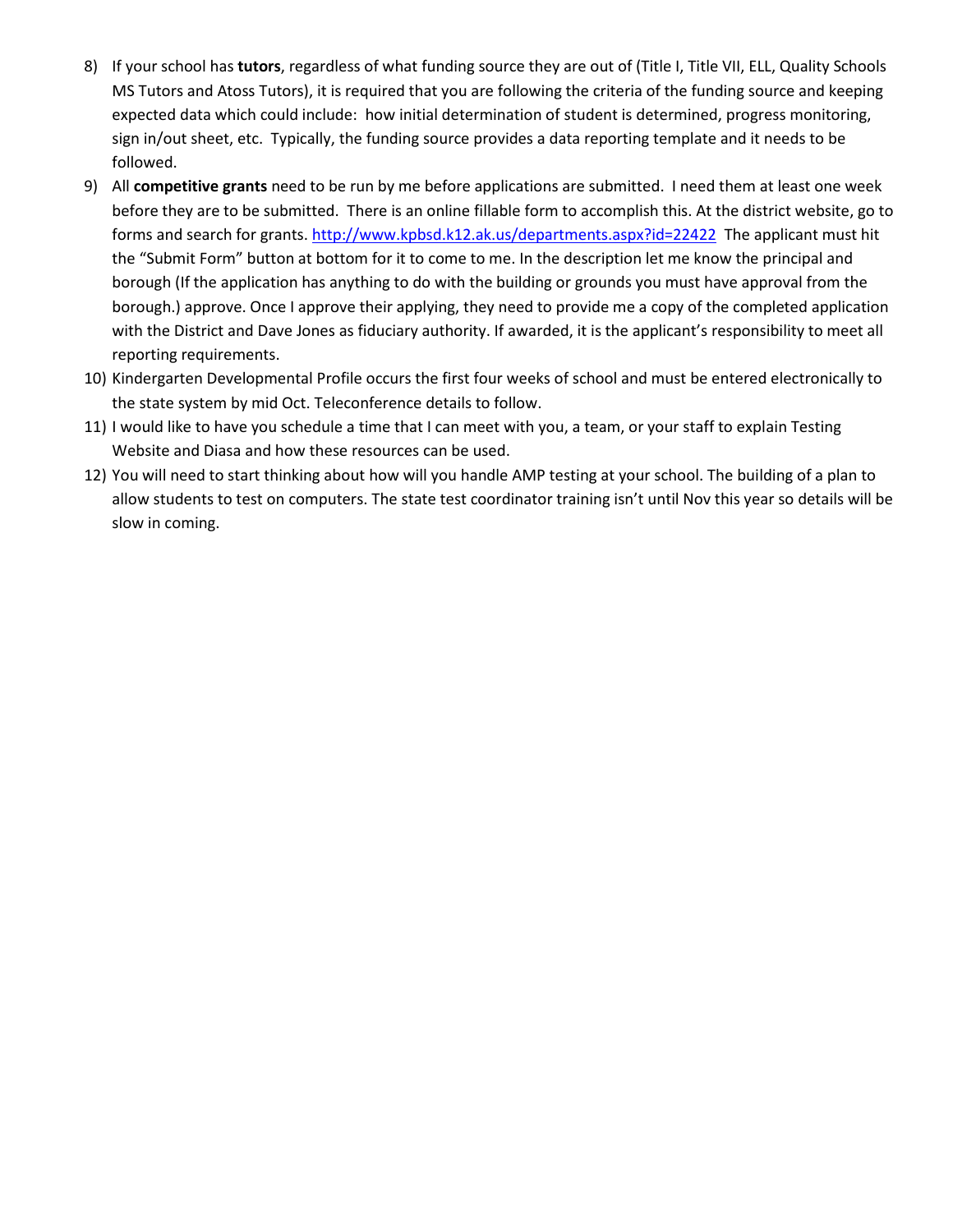8) If your school has **tutors**, regardless of what funding source they are out of (Title I, Title VII, ELL, Quality Schools MS Tutors and Atoss Tutors), it is required that you are following the criteria of the funding source and keeping expected data which could include: how initial determination of student is determined, progress monitoring, sign in/out sheet, etc. Typically, the funding source provides a data reporting template and it needs to be followed.
9) All **competitive grants** need to be run by me before applications are submitted. I need them at least one week before they are to be submitted. There is an online fillable form to accomplish this. At the district website, go to forms and search for grants. http://www.kpbsd.k12.ak.us/departments.aspx?id=22422 The applicant must hit the "Submit Form" button at bottom for it to come to me. In the description let me know the principal and borough (If the application has anything to do with the building or grounds you must have approval from the borough.) approve. Once I approve their applying, they need to provide me a copy of the completed application with the District and Dave Jones as fiduciary authority. If awarded, it is the applicant's responsibility to meet all reporting requirements.
10) Kindergarten Developmental Profile occurs the first four weeks of school and must be entered electronically to the state system by mid Oct. Teleconference details to follow.
11) I would like to have you schedule a time that I can meet with you, a team, or your staff to explain Testing Website and Diasa and how these resources can be used.
12) You will need to start thinking about how will you handle AMP testing at your school. The building of a plan to allow students to test on computers. The state test coordinator training isn't until Nov this year so details will be slow in coming.